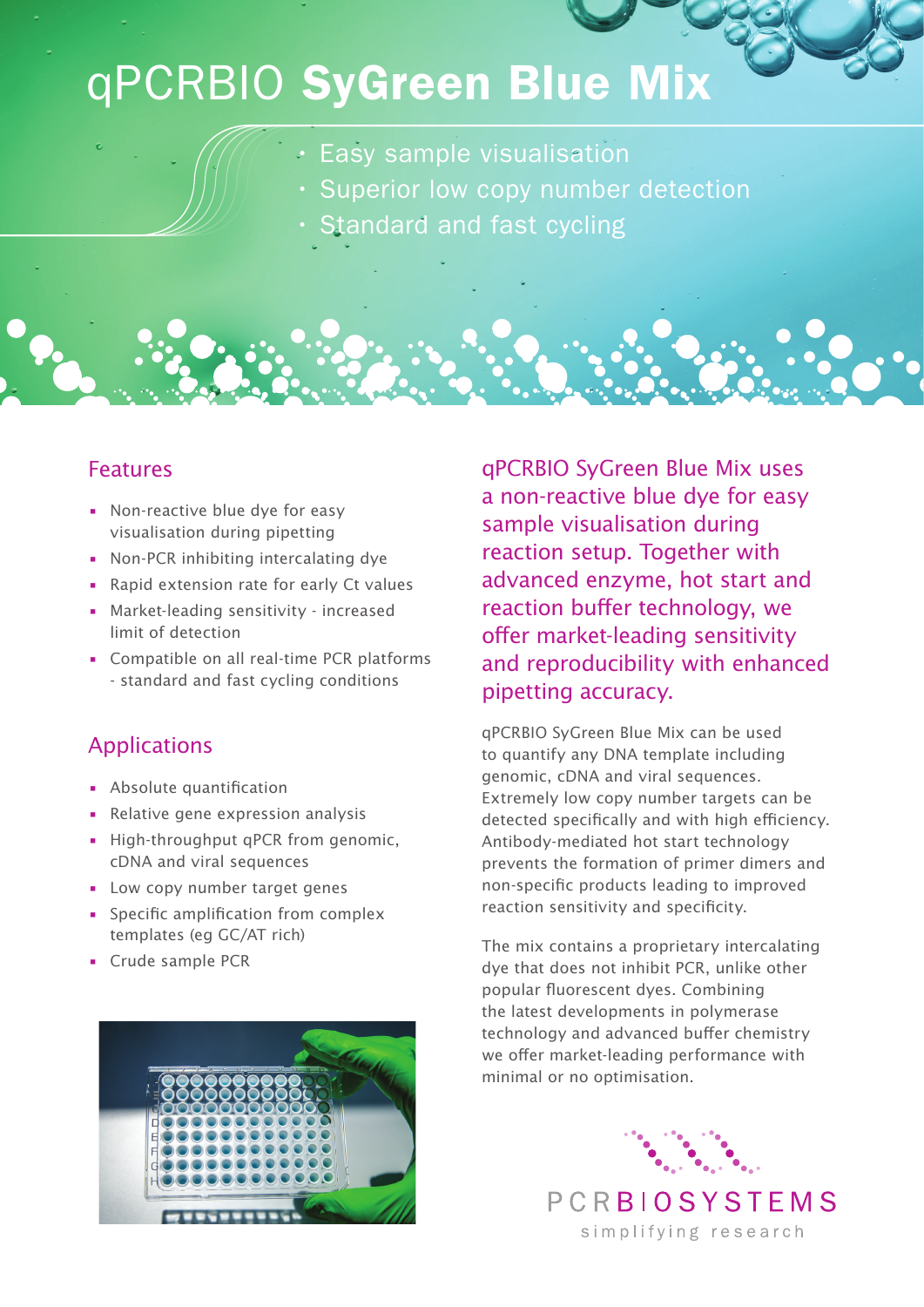# qPCRBIO **SyGreen Blue Mix**

- Easy sample visualisation
- Superior low copy number detection
- Standard and fast cycling

## Features

- Non-reactive blue dye for easy visualisation during pipetting
- Non-PCR inhibiting intercalating dye
- Rapid extension rate for early Ct values
- Market-leading sensitivity - increased limit of detection
- Compatible on all real-time PCR platforms - standard and fast cycling conditions

## Applications

- Absolute quantification
- Relative gene expression analysis
- High-throughput qPCR from genomic, cDNA and viral sequences
- Low copy number target genes
- Specific amplification from complex templates (eg GC/AT rich)
- Crude sample PCR

qPCRBIO SyGreen Blue Mix uses a non-reactive blue dye for easy sample visualisation during reaction setup. Together with advanced enzyme, hot start and reaction buffer technology, we offer market-leading sensitivity and reproducibility with enhanced pipetting accuracy.

qPCRBIO SyGreen Blue Mix can be used to quantify any DNA template including genomic, cDNA and viral sequences. Extremely low copy number targets can be detected specifically and with high efficiency. Antibody-mediated hot start technology prevents the formation of primer dimers and non-specific products leading to improved reaction sensitivity and specificity.

The mix contains a proprietary intercalating dye that does not inhibit PCR, unlike other popular fluorescent dyes. Combining the latest developments in polymerase technology and advanced buffer chemistry we offer market-leading performance with minimal or no optimisation.

PCRBIOSYSTEMS

simplifying research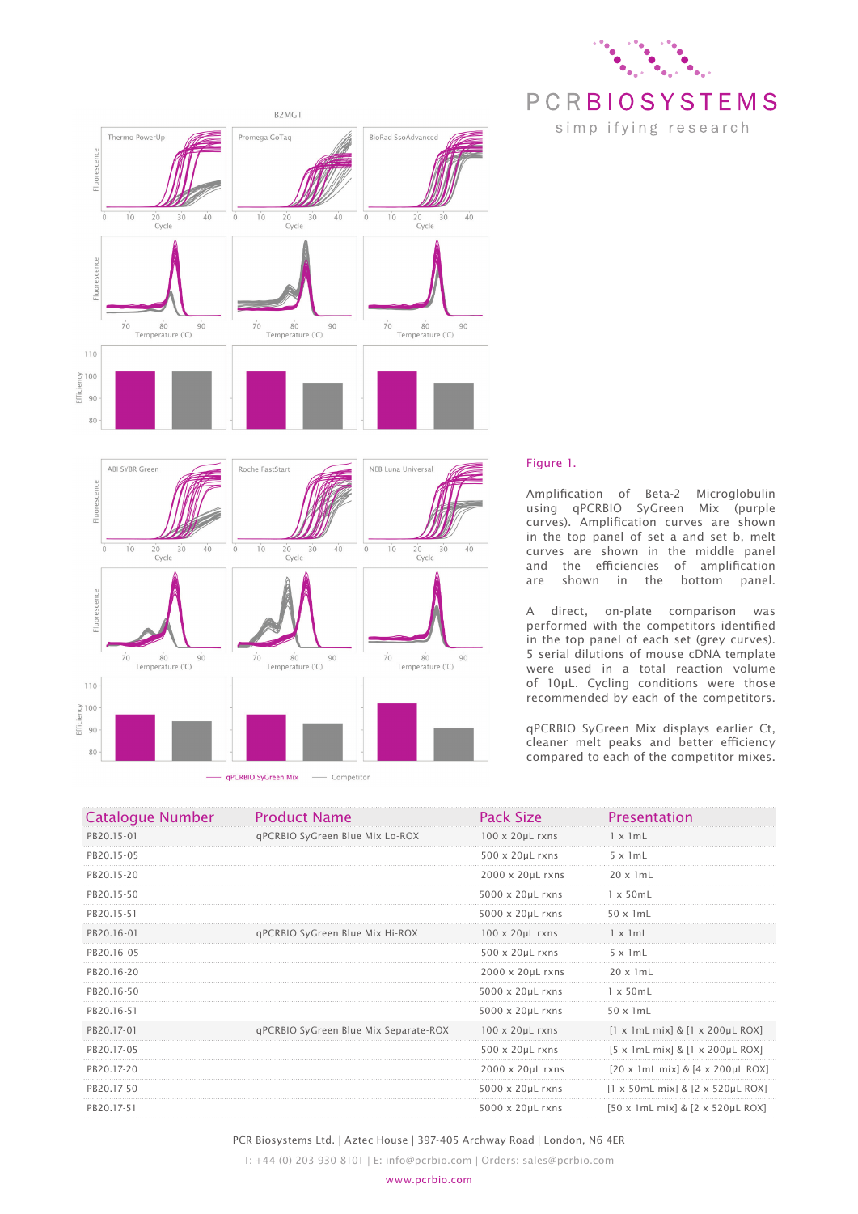PCRBIOSYSTEMS

simplifying research

B2MG1

Thermo PowerUp

Promega GoTaq

BioRad SsoAdvanced

Fluorescence

0 10 20 30 40

Cycle

Fluorescence

70 80 90

Temperature (°C)

Efficiency

110

100

90

80

ABI SYBR Green

Roche FastStart

NEB Luna Universal

Fluorescence

0 10 20 30 40

Cycle

Fluorescence

70 80 90

Temperature (°C)

Efficiency

110

100

90

80

qPCRBIO SyGreen Mix — Competitor

Figure 1.

Amplification of Beta-2 Microglobulin using qPCRBIO SyGreen Mix (purple curves). Amplification curves are shown in the top panel of set a and set b, melt curves are shown in the middle panel and the efficiencies of amplification are shown in the bottom panel.

A direct, on-plate comparison was performed with the competitors identified in the top panel of each set (grey curves). 5 serial dilutions of mouse cDNA template were used in a total reaction volume of 10µL. Cycling conditions were those recommended by each of the competitors.

qPCRBIO SyGreen Mix displays earlier Ct, cleaner melt peaks and better efficiency compared to each of the competitor mixes.

| Catalogue Number | Product Name | Pack Size | Presentation |
|---|---|---|---|
| PB20.15-01 | qPCRBIO SyGreen Blue Mix Lo-ROX | 100 x 20µL rxns | 1 x 1mL |
| PB20.15-05 | | 500 x 20µL rxns | 5 x 1mL |
| PB20.15-20 | | 2000 x 20µL rxns | 20 x 1mL |
| PB20.15-50 | | 5000 x 20µL rxns | 1 x 50mL |
| PB20.15-51 | | 5000 x 20µL rxns | 50 x 1mL |
| PB20.16-01 | qPCRBIO SyGreen Blue Mix Hi-ROX | 100 x 20µL rxns | 1 x 1mL |
| PB20.16-05 | | 500 x 20µL rxns | 5 x 1mL |
| PB20.16-20 | | 2000 x 20µL rxns | 20 x 1mL |
| PB20.16-50 | | 5000 x 20µL rxns | 1 x 50mL |
| PB20.16-51 | | 5000 x 20µL rxns | 50 x 1mL |
| PB20.17-01 | qPCRBIO SyGreen Blue Mix Separate-ROX | 100 x 20µL rxns | [1 x 1mL mix] & [1 x 200µL ROX] |
| PB20.17-05 | | 500 x 20µL rxns | [5 x 1mL mix] & [1 x 200µL ROX] |
| PB20.17-20 | | 2000 x 20µL rxns | [20 x 1mL mix] & [4 x 200µL ROX] |
| PB20.17-50 | | 5000 x 20µL rxns | [1 x 50mL mix] & [2 x 520µL ROX] |
| PB20.17-51 | | 5000 x 20µL rxns | [50 x 1mL mix] & [2 x 520µL ROX] |

PCR Biosystems Ltd. | Aztec House | 397-405 Archway Road | London, N6 4ER

T: +44 (0) 203 930 8101 | E: info@pcrbio.com | Orders: sales@pcrbio.com

www.pcrbio.com